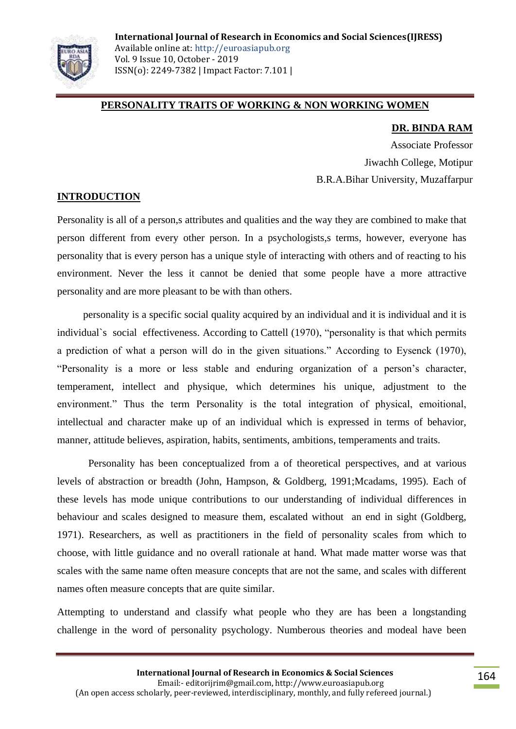# PERSONALITY TRAITS OF WORKING & NON WORKING WOMEN

**DR. BINDA RAM**

Associate Professor

Jiwachh College, Motipur

B.R.A.Bihar University, Muzaffarpur

## INTRODUCTION

Personality is all of a person,s attributes and qualities and the way they are combined to make that person different from every other person. In a psychologists,s terms, however, everyone has personality that is every person has a unique style of interacting with others and of reacting to his environment. Never the less it cannot be denied that some people have a more attractive personality and are more pleasant to be with than others.

personality is a specific social quality acquired by an individual and it is individual and it is individual`s social effectiveness. According to Cattell (1970), "personality is that which permits a prediction of what a person will do in the given situations." According to Eysenck (1970), "Personality is a more or less stable and enduring organization of a person's character, temperament, intellect and physique, which determines his unique, adjustment to the environment." Thus the term Personality is the total integration of physical, emoitional, intellectual and character make up of an individual which is expressed in terms of behavior, manner, attitude believes, aspiration, habits, sentiments, ambitions, temperaments and traits.

Personality has been conceptualized from a of theoretical perspectives, and at various levels of abstraction or breadth (John, Hampson, & Goldberg, 1991;Mcadams, 1995). Each of these levels has mode unique contributions to our understanding of individual differences in behaviour and scales designed to measure them, escalated without an end in sight (Goldberg, 1971). Researchers, as well as practitioners in the field of personality scales from which to choose, with little guidance and no overall rationale at hand. What made matter worse was that scales with the same name often measure concepts that are not the same, and scales with different names often measure concepts that are quite similar.

Attempting to understand and classify what people who they are has been a longstanding challenge in the word of personality psychology. Numberous theories and modeal have been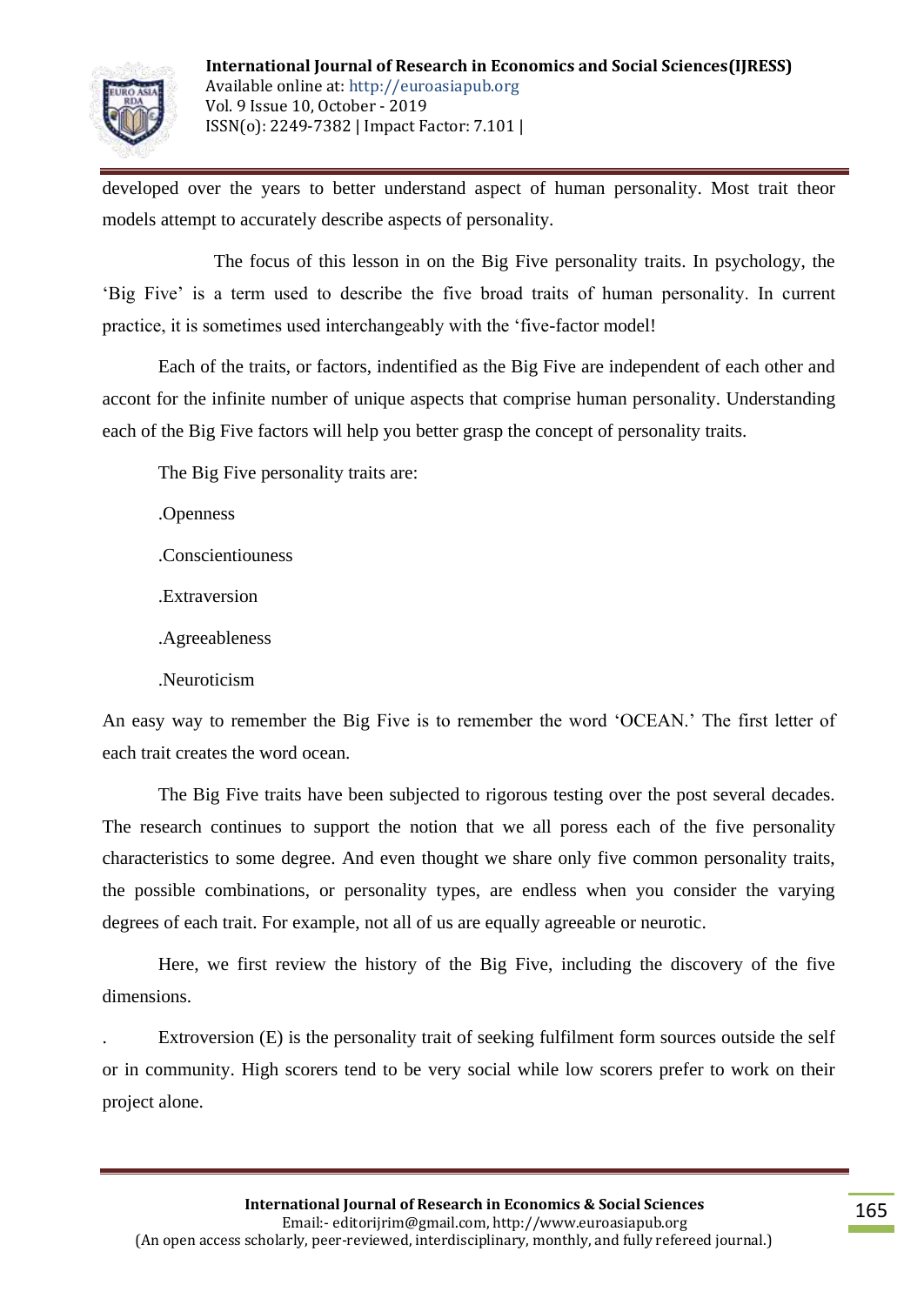developed over the years to better understand aspect of human personality. Most trait theor models attempt to accurately describe aspects of personality.

The focus of this lesson in on the Big Five personality traits. In psychology, the 'Big Five' is a term used to describe the five broad traits of human personality. In current practice, it is sometimes used interchangeably with the 'five-factor model!

Each of the traits, or factors, indentified as the Big Five are independent of each other and accont for the infinite number of unique aspects that comprise human personality. Understanding each of the Big Five factors will help you better grasp the concept of personality traits.

The Big Five personality traits are:

.Openness

.Conscientiouness

.Extraversion

.Agreeableness

.Neuroticism

An easy way to remember the Big Five is to remember the word 'OCEAN.' The first letter of each trait creates the word ocean.

The Big Five traits have been subjected to rigorous testing over the post several decades. The research continues to support the notion that we all poress each of the five personality characteristics to some degree. And even thought we share only five common personality traits, the possible combinations, or personality types, are endless when you consider the varying degrees of each trait. For example, not all of us are equally agreeable or neurotic.

Here, we first review the history of the Big Five, including the discovery of the five dimensions.

. Extroversion (E) is the personality trait of seeking fulfilment form sources outside the self or in community. High scorers tend to be very social while low scorers prefer to work on their project alone.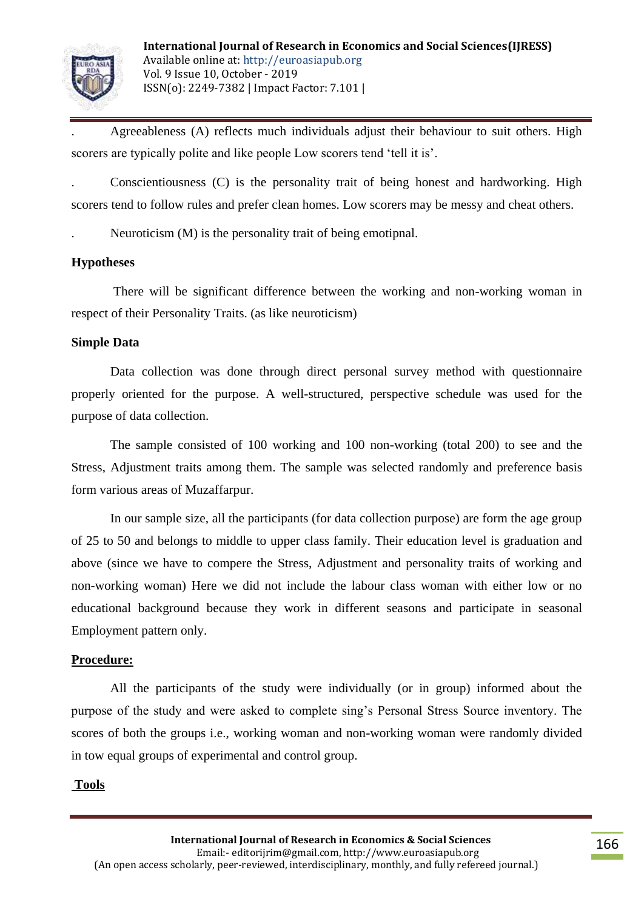. Agreeableness (A) reflects much individuals adjust their behaviour to suit others. High scorers are typically polite and like people Low scorers tend 'tell it is'.

. Conscientiousness (C) is the personality trait of being honest and hardworking. High scorers tend to follow rules and prefer clean homes. Low scorers may be messy and cheat others.

. Neuroticism (M) is the personality trait of being emotipnal.

**Hypotheses**

There will be significant difference between the working and non-working woman in respect of their Personality Traits. (as like neuroticism)

**Simple Data**

Data collection was done through direct personal survey method with questionnaire properly oriented for the purpose. A well-structured, perspective schedule was used for the purpose of data collection.

The sample consisted of 100 working and 100 non-working (total 200) to see and the Stress, Adjustment traits among them. The sample was selected randomly and preference basis form various areas of Muzaffarpur.

In our sample size, all the participants (for data collection purpose) are form the age group of 25 to 50 and belongs to middle to upper class family. Their education level is graduation and above (since we have to compere the Stress, Adjustment and personality traits of working and non-working woman) Here we did not include the labour class woman with either low or no educational background because they work in different seasons and participate in seasonal Employment pattern only.

**Procedure:**

All the participants of the study were individually (or in group) informed about the purpose of the study and were asked to complete sing's Personal Stress Source inventory. The scores of both the groups i.e., working woman and non-working woman were randomly divided in tow equal groups of experimental and control group.

**Tools**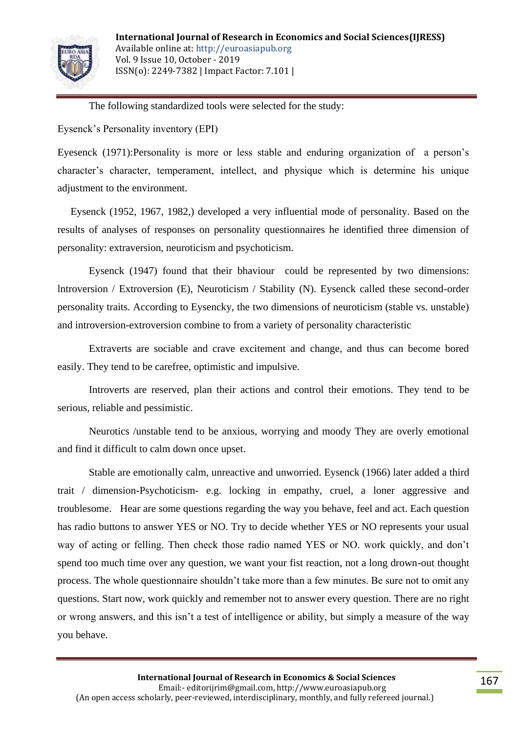The following standardized tools were selected for the study:

Eysenck's Personality inventory (EPI)

Eyesenck (1971):Personality is more or less stable and enduring organization of a person's character's character, temperament, intellect, and physique which is determine his unique adjustment to the environment.

Eysenck (1952, 1967, 1982,) developed a very influential mode of personality. Based on the results of analyses of responses on personality questionnaires he identified three dimension of personality: extraversion, neuroticism and psychoticism.

Eysenck (1947) found that their bhaviour could be represented by two dimensions: lntroversion / Extroversion (E), Neuroticism / Stability (N). Eysenck called these second-order personality traits. According to Eysencky, the two dimensions of neuroticism (stable vs. unstable) and introversion-extroversion combine to from a variety of personality characteristic

Extraverts are sociable and crave excitement and change, and thus can become bored easily. They tend to be carefree, optimistic and impulsive.

Introverts are reserved, plan their actions and control their emotions. They tend to be serious, reliable and pessimistic.

Neurotics /unstable tend to be anxious, worrying and moody They are overly emotional and find it difficult to calm down once upset.

Stable are emotionally calm, unreactive and unworried. Eysenck (1966) later added a third trait / dimension-Psychoticism- e.g. locking in empathy, cruel, a loner aggressive and troublesome. Hear are some questions regarding the way you behave, feel and act. Each question has radio buttons to answer YES or NO. Try to decide whether YES or NO represents your usual way of acting or felling. Then check those radio named YES or NO. work quickly, and don't spend too much time over any question, we want your fist reaction, not a long drown-out thought process. The whole questionnaire shouldn't take more than a few minutes. Be sure not to omit any questions. Start now, work quickly and remember not to answer every question. There are no right or wrong answers, and this isn't a test of intelligence or ability, but simply a measure of the way you behave.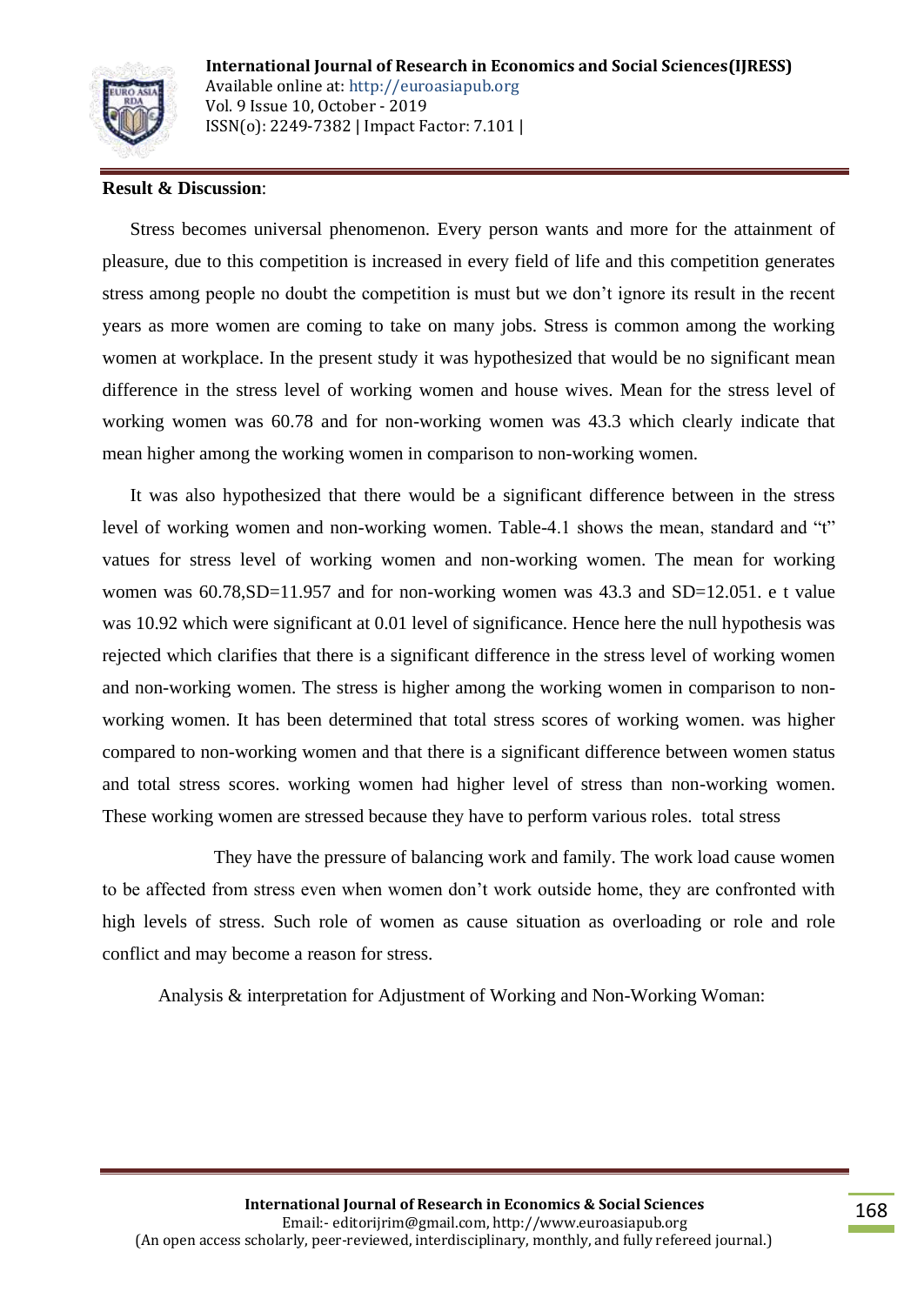**Result & Discussion**:

Stress becomes universal phenomenon. Every person wants and more for the attainment of pleasure, due to this competition is increased in every field of life and this competition generates stress among people no doubt the competition is must but we don't ignore its result in the recent years as more women are coming to take on many jobs. Stress is common among the working women at workplace. In the present study it was hypothesized that would be no significant mean difference in the stress level of working women and house wives. Mean for the stress level of working women was 60.78 and for non-working women was 43.3 which clearly indicate that mean higher among the working women in comparison to non-working women.

It was also hypothesized that there would be a significant difference between in the stress level of working women and non-working women. Table-4.1 shows the mean, standard and "t" values for stress level of working women and non-working women. The mean for working women was 60.78,SD=11.957 and for non-working women was 43.3 and SD=12.051. e t value was 10.92 which were significant at 0.01 level of significance. Hence here the null hypothesis was rejected which clarifies that there is a significant difference in the stress level of working women and non-working women. The stress is higher among the working women in comparison to non-working women. It has been determined that total stress scores of working women. was higher compared to non-working women and that there is a significant difference between women status and total stress scores. working women had higher level of stress than non-working women. These working women are stressed because they have to perform various roles. total stress

They have the pressure of balancing work and family. The work load cause women to be affected from stress even when women don't work outside home, they are confronted with high levels of stress. Such role of women as cause situation as overloading or role and role conflict and may become a reason for stress.

Analysis & interpretation for Adjustment of Working and Non-Working Woman: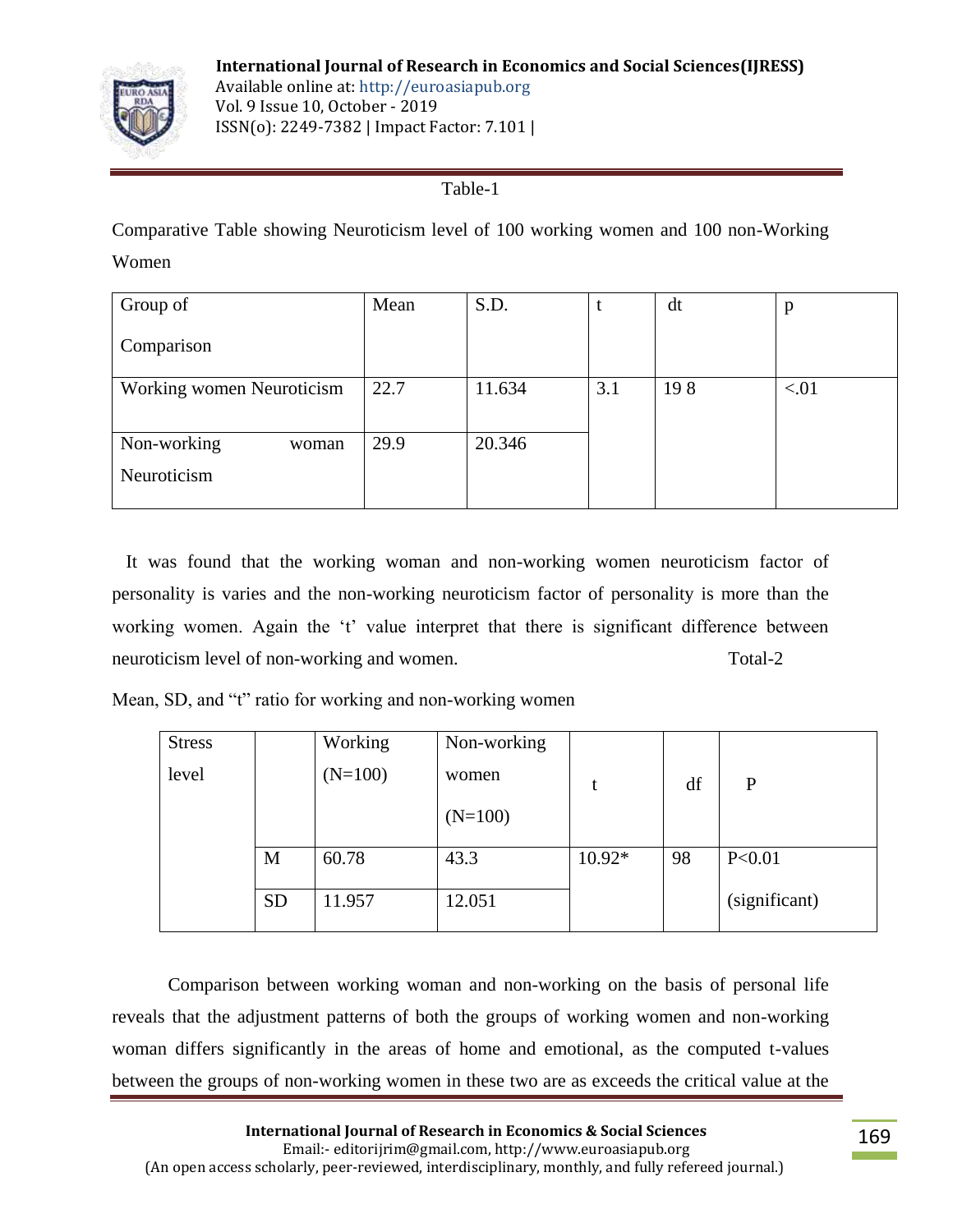Table-1

Comparative Table showing Neuroticism level of 100 working women and 100 non-Working Women

| Group of Comparison | Mean | S.D. | t | dt | p |
|---|---|---|---|---|---|
| Working women Neuroticism | 22.7 | 11.634 | 3.1 | 19 8 | <.01 |
| Non-working woman Neuroticism | 29.9 | 20.346 | | | |

It was found that the working woman and non-working women neuroticism factor of personality is varies and the non-working neuroticism factor of personality is more than the working women. Again the 't' value interpret that there is significant difference between neuroticism level of non-working and women. Total-2

Mean, SD, and "t" ratio for working and non-working women

| Stress level | | Working (N=100) | Non-working women (N=100) | t | df | P |
|---|---|---|---|---|---|---|
| | M | 60.78 | 43.3 | 10.92* | 98 | P<0.01 (significant) |
| | SD | 11.957 | 12.051 | | | |

Comparison between working woman and non-working on the basis of personal life reveals that the adjustment patterns of both the groups of working women and non-working woman differs significantly in the areas of home and emotional, as the computed t-values between the groups of non-working women in these two are as exceeds the critical value at the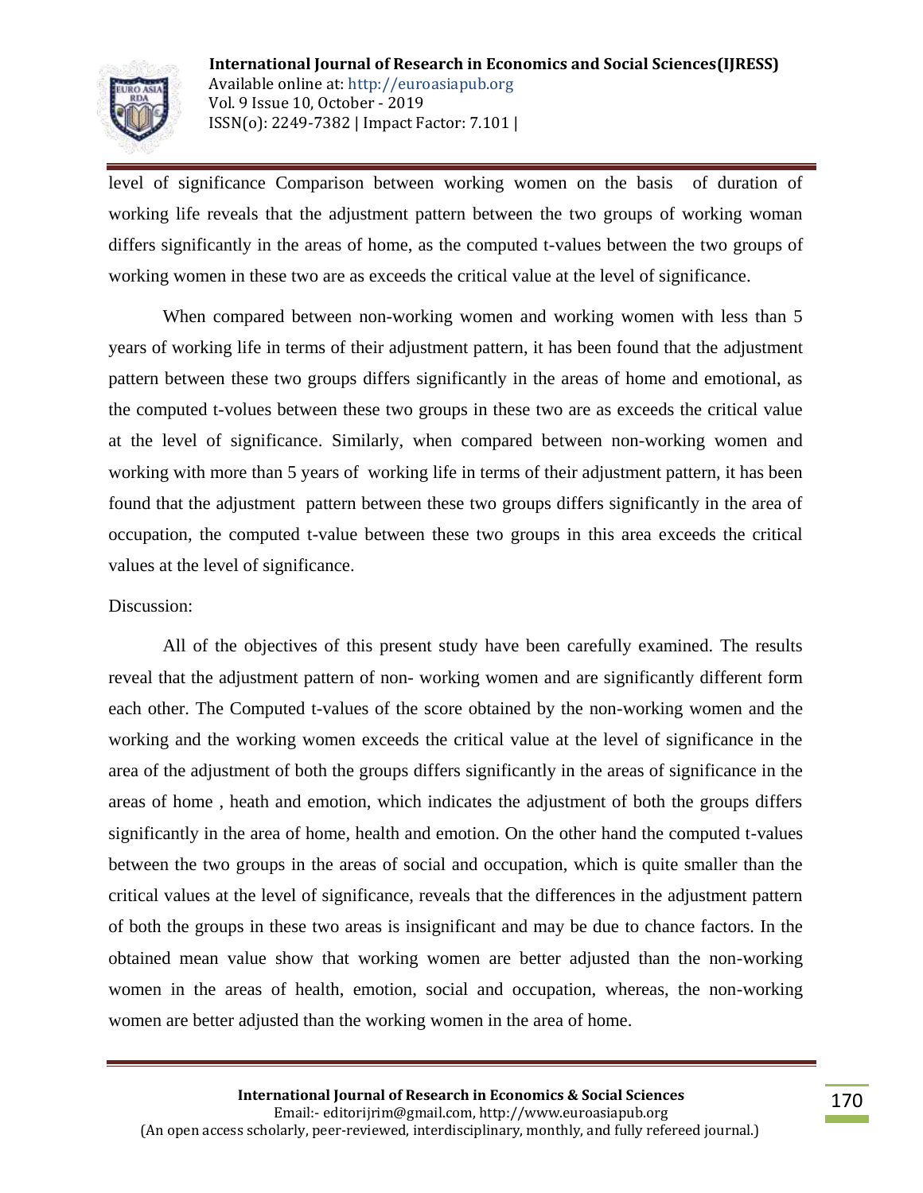level of significance Comparison between working women on the basis of duration of working life reveals that the adjustment pattern between the two groups of working woman differs significantly in the areas of home, as the computed t-values between the two groups of working women in these two are as exceeds the critical value at the level of significance.

When compared between non-working women and working women with less than 5 years of working life in terms of their adjustment pattern, it has been found that the adjustment pattern between these two groups differs significantly in the areas of home and emotional, as the computed t-volues between these two groups in these two are as exceeds the critical value at the level of significance. Similarly, when compared between non-working women and working with more than 5 years of working life in terms of their adjustment pattern, it has been found that the adjustment pattern between these two groups differs significantly in the area of occupation, the computed t-value between these two groups in this area exceeds the critical values at the level of significance.

Discussion:

All of the objectives of this present study have been carefully examined. The results reveal that the adjustment pattern of non- working women and are significantly different form each other. The Computed t-values of the score obtained by the non-working women and the working and the working women exceeds the critical value at the level of significance in the area of the adjustment of both the groups differs significantly in the areas of significance in the areas of home , heath and emotion, which indicates the adjustment of both the groups differs significantly in the area of home, health and emotion. On the other hand the computed t-values between the two groups in the areas of social and occupation, which is quite smaller than the critical values at the level of significance, reveals that the differences in the adjustment pattern of both the groups in these two areas is insignificant and may be due to chance factors. In the obtained mean value show that working women are better adjusted than the non-working women in the areas of health, emotion, social and occupation, whereas, the non-working women are better adjusted than the working women in the area of home.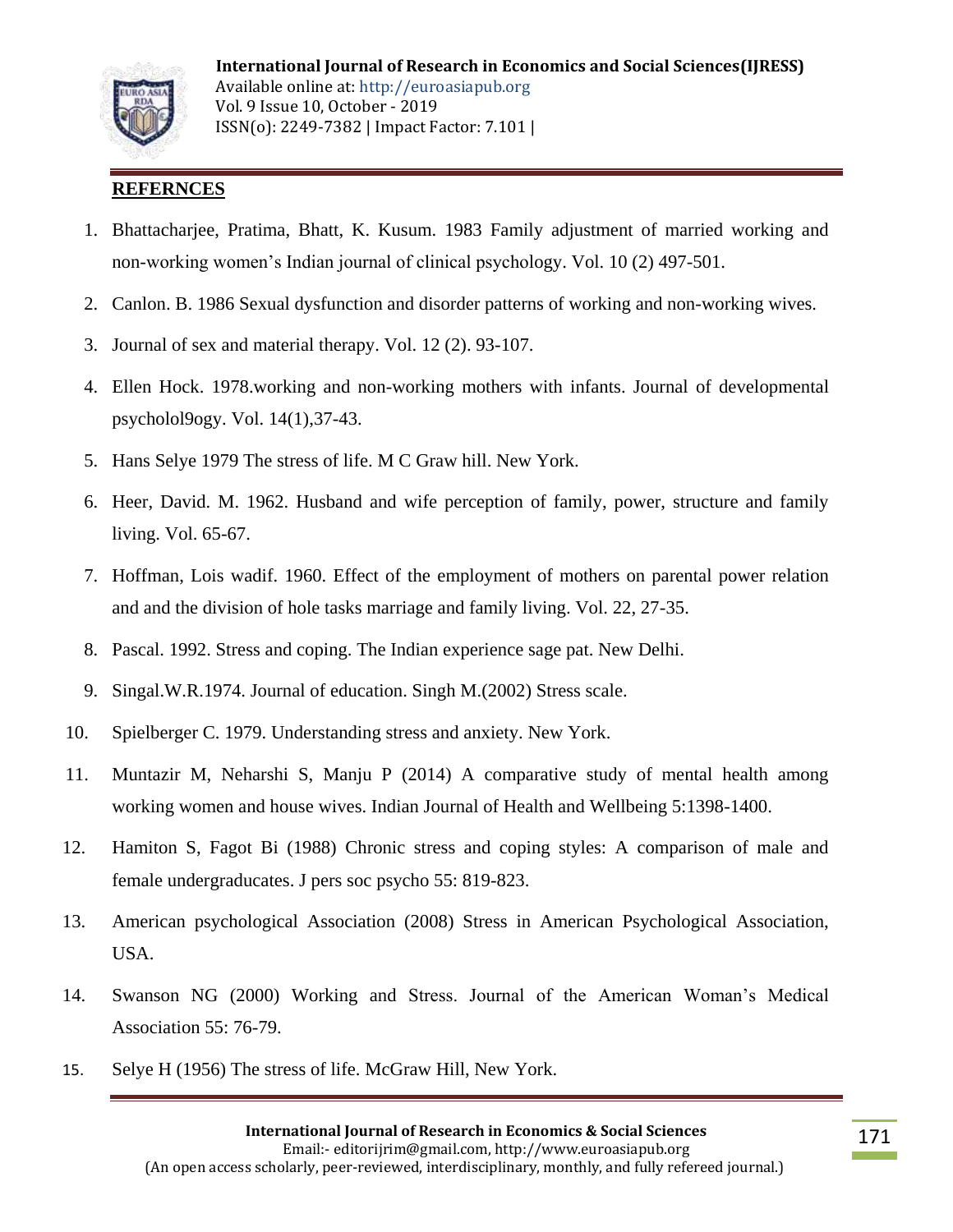## REFERNCES

1. Bhattacharjee, Pratima, Bhatt, K. Kusum. 1983 Family adjustment of married working and non-working women's Indian journal of clinical psychology. Vol. 10 (2) 497-501.
2. Canlon. B. 1986 Sexual dysfunction and disorder patterns of working and non-working wives.
3. Journal of sex and material therapy. Vol. 12 (2). 93-107.
4. Ellen Hock. 1978.working and non-working mothers with infants. Journal of developmental psycholol9ogy. Vol. 14(1),37-43.
5. Hans Selye 1979 The stress of life. M C Graw hill. New York.
6. Heer, David. M. 1962. Husband and wife perception of family, power, structure and family living. Vol. 65-67.
7. Hoffman, Lois wadif. 1960. Effect of the employment of mothers on parental power relation and and the division of hole tasks marriage and family living. Vol. 22, 27-35.
8. Pascal. 1992. Stress and coping. The Indian experience sage pat. New Delhi.
9. Singal.W.R.1974. Journal of education. Singh M.(2002) Stress scale.
10. Spielberger C. 1979. Understanding stress and anxiety. New York.
11. Muntazir M, Neharshi S, Manju P (2014) A comparative study of mental health among working women and house wives. Indian Journal of Health and Wellbeing 5:1398-1400.
12. Hamiton S, Fagot Bi (1988) Chronic stress and coping styles: A comparison of male and female undergraducates. J pers soc psycho 55: 819-823.
13. American psychological Association (2008) Stress in American Psychological Association, USA.
14. Swanson NG (2000) Working and Stress. Journal of the American Woman's Medical Association 55: 76-79.
15. Selye H (1956) The stress of life. McGraw Hill, New York.